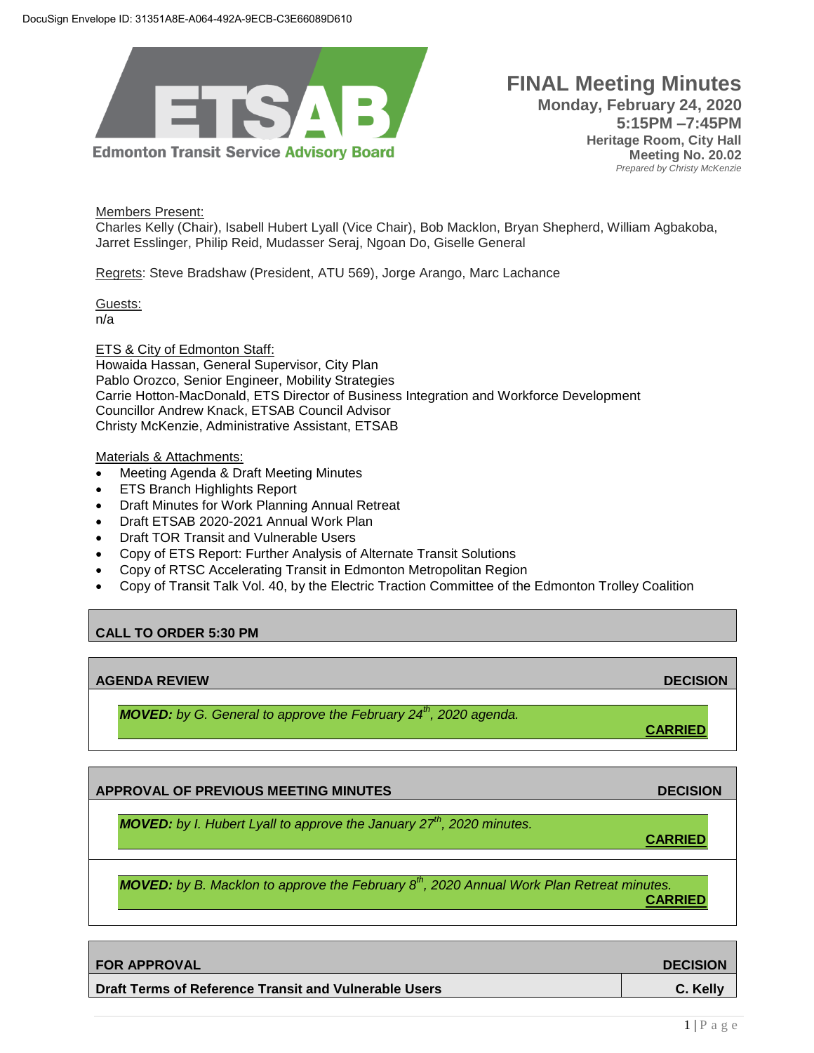DocuSign Envelope ID: 31351A8E-A064-492A-9ECB-C3E66089D610

Edmonton Transit Service Advisory Board

# FINAL Meeting Minutes

**Monday, February 24, 2020**
**5:15PM –7:45PM**
**Heritage Room, City Hall**
**Meeting No. 20.02**
*Prepared by Christy McKenzie*

Members Present:
Charles Kelly (Chair), Isabell Hubert Lyall (Vice Chair), Bob Macklon, Bryan Shepherd, William Agbakoba, Jarret Esslinger, Philip Reid, Mudasser Seraj, Ngoan Do, Giselle General

Regrets: Steve Bradshaw (President, ATU 569), Jorge Arango, Marc Lachance

Guests:
n/a

ETS & City of Edmonton Staff:
Howaida Hassan, General Supervisor, City Plan
Pablo Orozco, Senior Engineer, Mobility Strategies
Carrie Hotton-MacDonald, ETS Director of Business Integration and Workforce Development
Councillor Andrew Knack, ETSAB Council Advisor
Christy McKenzie, Administrative Assistant, ETSAB

Materials & Attachments:

- Meeting Agenda & Draft Meeting Minutes
- ETS Branch Highlights Report
- Draft Minutes for Work Planning Annual Retreat
- Draft ETSAB 2020-2021 Annual Work Plan
- Draft TOR Transit and Vulnerable Users
- Copy of ETS Report: Further Analysis of Alternate Transit Solutions
- Copy of RTSC Accelerating Transit in Edmonton Metropolitan Region
- Copy of Transit Talk Vol. 40, by the Electric Traction Committee of the Edmonton Trolley Coalition

## CALL TO ORDER 5:30 PM

## AGENDA REVIEW — DECISION

***MOVED:** by G. General to approve the February 24th, 2020 agenda.*

**CARRIED**

## APPROVAL OF PREVIOUS MEETING MINUTES — DECISION

***MOVED:** by I. Hubert Lyall to approve the January 27th, 2020 minutes.*

**CARRIED**

***MOVED:** by B. Macklon to approve the February 8th, 2020 Annual Work Plan Retreat minutes.*

**CARRIED**

## FOR APPROVAL — DECISION

| Draft Terms of Reference Transit and Vulnerable Users | C. Kelly |
| --- | --- |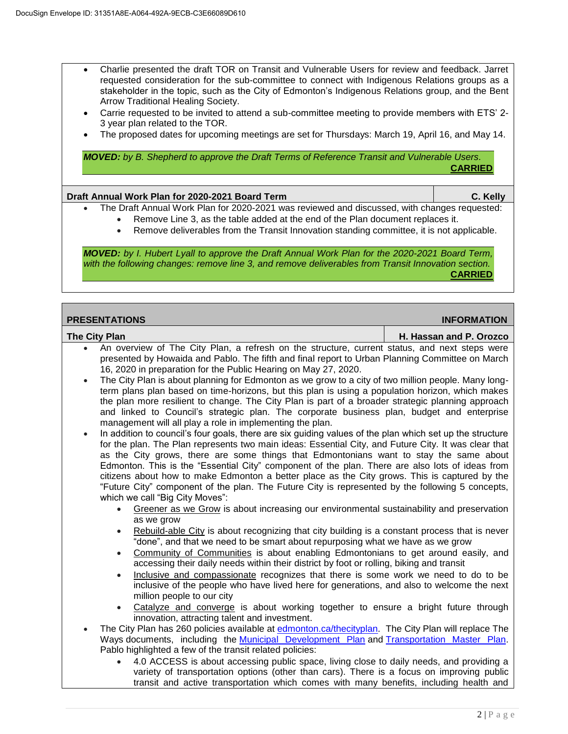- Charlie presented the draft TOR on Transit and Vulnerable Users for review and feedback. Jarret requested consideration for the sub-committee to connect with Indigenous Relations groups as a stakeholder in the topic, such as the City of Edmonton's Indigenous Relations group, and the Bent Arrow Traditional Healing Society.
- Carrie requested to be invited to attend a sub-committee meeting to provide members with ETS' 2-3 year plan related to the TOR.
- The proposed dates for upcoming meetings are set for Thursdays: March 19, April 16, and May 14.

***MOVED:*** *by B. Shepherd to approve the Draft Terms of Reference Transit and Vulnerable Users.*
**CARRIED**

**Draft Annual Work Plan for 2020-2021 Board Term** — **C. Kelly**

- The Draft Annual Work Plan for 2020-2021 was reviewed and discussed, with changes requested:
  - Remove Line 3, as the table added at the end of the Plan document replaces it.
  - Remove deliverables from the Transit Innovation standing committee, it is not applicable.

***MOVED:*** *by I. Hubert Lyall to approve the Draft Annual Work Plan for the 2020-2021 Board Term, with the following changes: remove line 3, and remove deliverables from Transit Innovation section.*
**CARRIED**

## PRESENTATIONS — INFORMATION

**The City Plan** — **H. Hassan and P. Orozco**

- An overview of The City Plan, a refresh on the structure, current status, and next steps were presented by Howaida and Pablo. The fifth and final report to Urban Planning Committee on March 16, 2020 in preparation for the Public Hearing on May 27, 2020.
- The City Plan is about planning for Edmonton as we grow to a city of two million people. Many long-term plans plan based on time-horizons, but this plan is using a population horizon, which makes the plan more resilient to change. The City Plan is part of a broader strategic planning approach and linked to Council's strategic plan. The corporate business plan, budget and enterprise management will all play a role in implementing the plan.
- In addition to council's four goals, there are six guiding values of the plan which set up the structure for the plan. The Plan represents two main ideas: Essential City, and Future City. It was clear that as the City grows, there are some things that Edmontonians want to stay the same about Edmonton. This is the "Essential City" component of the plan. There are also lots of ideas from citizens about how to make Edmonton a better place as the City grows. This is captured by the "Future City" component of the plan. The Future City is represented by the following 5 concepts, which we call "Big City Moves":
  - Greener as we Grow is about increasing our environmental sustainability and preservation as we grow
  - Rebuild-able City is about recognizing that city building is a constant process that is never "done", and that we need to be smart about repurposing what we have as we grow
  - Community of Communities is about enabling Edmontonians to get around easily, and accessing their daily needs within their district by foot or rolling, biking and transit
  - Inclusive and compassionate recognizes that there is some work we need to do to be inclusive of the people who have lived here for generations, and also to welcome the next million people to our city
  - Catalyze and converge is about working together to ensure a bright future through innovation, attracting talent and investment.
- The City Plan has 260 policies available at [edmonton.ca/thecityplan](edmonton.ca/thecityplan). The City Plan will replace The Ways documents, including the Municipal Development Plan and Transportation Master Plan. Pablo highlighted a few of the transit related policies:
  - 4.0 ACCESS is about accessing public space, living close to daily needs, and providing a variety of transportation options (other than cars). There is a focus on improving public transit and active transportation which comes with many benefits, including health and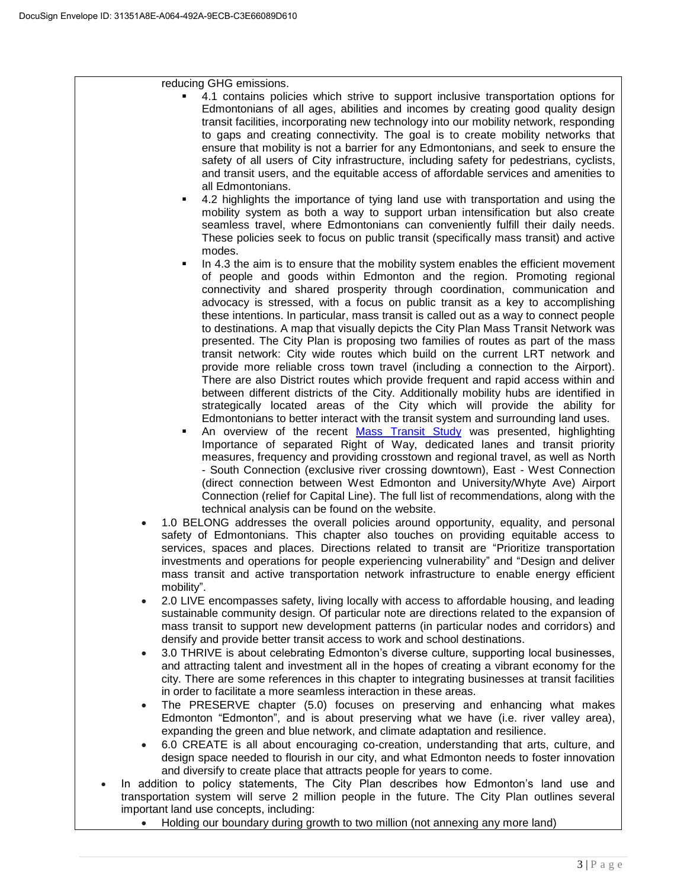reducing GHG emissions.

- 4.1 contains policies which strive to support inclusive transportation options for Edmontonians of all ages, abilities and incomes by creating good quality design transit facilities, incorporating new technology into our mobility network, responding to gaps and creating connectivity. The goal is to create mobility networks that ensure that mobility is not a barrier for any Edmontonians, and seek to ensure the safety of all users of City infrastructure, including safety for pedestrians, cyclists, and transit users, and the equitable access of affordable services and amenities to all Edmontonians.
- 4.2 highlights the importance of tying land use with transportation and using the mobility system as both a way to support urban intensification but also create seamless travel, where Edmontonians can conveniently fulfill their daily needs. These policies seek to focus on public transit (specifically mass transit) and active modes.
- In 4.3 the aim is to ensure that the mobility system enables the efficient movement of people and goods within Edmonton and the region. Promoting regional connectivity and shared prosperity through coordination, communication and advocacy is stressed, with a focus on public transit as a key to accomplishing these intentions. In particular, mass transit is called out as a way to connect people to destinations. A map that visually depicts the City Plan Mass Transit Network was presented. The City Plan is proposing two families of routes as part of the mass transit network: City wide routes which build on the current LRT network and provide more reliable cross town travel (including a connection to the Airport). There are also District routes which provide frequent and rapid access within and between different districts of the City. Additionally mobility hubs are identified in strategically located areas of the City which will provide the ability for Edmontonians to better interact with the transit system and surrounding land uses.
- An overview of the recent Mass Transit Study was presented, highlighting Importance of separated Right of Way, dedicated lanes and transit priority measures, frequency and providing crosstown and regional travel, as well as North - South Connection (exclusive river crossing downtown), East - West Connection (direct connection between West Edmonton and University/Whyte Ave) Airport Connection (relief for Capital Line). The full list of recommendations, along with the technical analysis can be found on the website.

- 1.0 BELONG addresses the overall policies around opportunity, equality, and personal safety of Edmontonians. This chapter also touches on providing equitable access to services, spaces and places. Directions related to transit are "Prioritize transportation investments and operations for people experiencing vulnerability" and "Design and deliver mass transit and active transportation network infrastructure to enable energy efficient mobility".
- 2.0 LIVE encompasses safety, living locally with access to affordable housing, and leading sustainable community design. Of particular note are directions related to the expansion of mass transit to support new development patterns (in particular nodes and corridors) and densify and provide better transit access to work and school destinations.
- 3.0 THRIVE is about celebrating Edmonton's diverse culture, supporting local businesses, and attracting talent and investment all in the hopes of creating a vibrant economy for the city. There are some references in this chapter to integrating businesses at transit facilities in order to facilitate a more seamless interaction in these areas.
- The PRESERVE chapter (5.0) focuses on preserving and enhancing what makes Edmonton "Edmonton", and is about preserving what we have (i.e. river valley area), expanding the green and blue network, and climate adaptation and resilience.
- 6.0 CREATE is all about encouraging co-creation, understanding that arts, culture, and design space needed to flourish in our city, and what Edmonton needs to foster innovation and diversify to create place that attracts people for years to come.

- In addition to policy statements, The City Plan describes how Edmonton's land use and transportation system will serve 2 million people in the future. The City Plan outlines several important land use concepts, including:
  - Holding our boundary during growth to two million (not annexing any more land)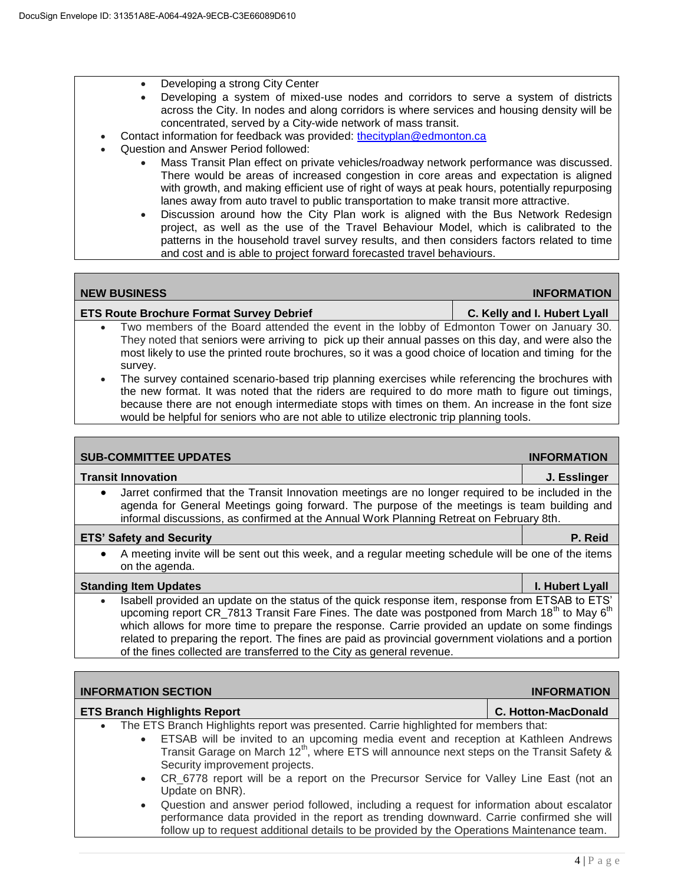- Developing a strong City Center
- Developing a system of mixed-use nodes and corridors to serve a system of districts across the City. In nodes and along corridors is where services and housing density will be concentrated, served by a City-wide network of mass transit.

- Contact information for feedback was provided: thecityplan@edmonton.ca
- Question and Answer Period followed:
  - Mass Transit Plan effect on private vehicles/roadway network performance was discussed. There would be areas of increased congestion in core areas and expectation is aligned with growth, and making efficient use of right of ways at peak hours, potentially repurposing lanes away from auto travel to public transportation to make transit more attractive.
  - Discussion around how the City Plan work is aligned with the Bus Network Redesign project, as well as the use of the Travel Behaviour Model, which is calibrated to the patterns in the household travel survey results, and then considers factors related to time and cost and is able to project forward forecasted travel behaviours.

## NEW BUSINESS — INFORMATION

**ETS Route Brochure Format Survey Debrief** — **C. Kelly and I. Hubert Lyall**

- Two members of the Board attended the event in the lobby of Edmonton Tower on January 30. They noted that seniors were arriving to pick up their annual passes on this day, and were also the most likely to use the printed route brochures, so it was a good choice of location and timing for the survey.
- The survey contained scenario-based trip planning exercises while referencing the brochures with the new format. It was noted that the riders are required to do more math to figure out timings, because there are not enough intermediate stops with times on them. An increase in the font size would be helpful for seniors who are not able to utilize electronic trip planning tools.

## SUB-COMMITTEE UPDATES — INFORMATION

**Transit Innovation** — **J. Esslinger**

- Jarret confirmed that the Transit Innovation meetings are no longer required to be included in the agenda for General Meetings going forward. The purpose of the meetings is team building and informal discussions, as confirmed at the Annual Work Planning Retreat on February 8th.

**ETS' Safety and Security** — **P. Reid**

- A meeting invite will be sent out this week, and a regular meeting schedule will be one of the items on the agenda.

**Standing Item Updates** — **I. Hubert Lyall**

- Isabell provided an update on the status of the quick response item, response from ETSAB to ETS' upcoming report CR_7813 Transit Fare Fines. The date was postponed from March 18th to May 6th which allows for more time to prepare the response. Carrie provided an update on some findings related to preparing the report. The fines are paid as provincial government violations and a portion of the fines collected are transferred to the City as general revenue.

## INFORMATION SECTION — INFORMATION

**ETS Branch Highlights Report** — **C. Hotton-MacDonald**

- The ETS Branch Highlights report was presented. Carrie highlighted for members that:
  - ETSAB will be invited to an upcoming media event and reception at Kathleen Andrews Transit Garage on March 12th, where ETS will announce next steps on the Transit Safety & Security improvement projects.
  - CR_6778 report will be a report on the Precursor Service for Valley Line East (not an Update on BNR).
  - Question and answer period followed, including a request for information about escalator performance data provided in the report as trending downward. Carrie confirmed she will follow up to request additional details to be provided by the Operations Maintenance team.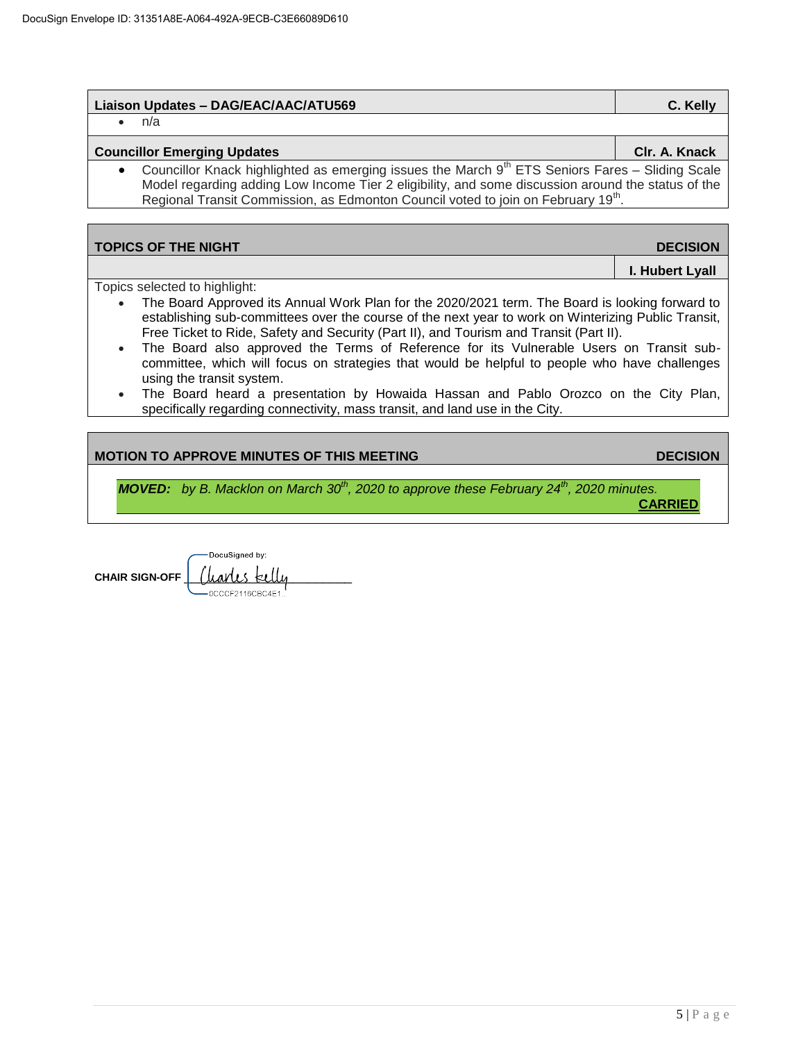DocuSign Envelope ID: 31351A8E-A064-492A-9ECB-C3E66089D610

| Liaison Updates – DAG/EAC/AAC/ATU569 | C. Kelly |
| --- | --- |

- n/a

| Councillor Emerging Updates | Clr. A. Knack |
| --- | --- |

- Councillor Knack highlighted as emerging issues the March 9th ETS Seniors Fares – Sliding Scale Model regarding adding Low Income Tier 2 eligibility, and some discussion around the status of the Regional Transit Commission, as Edmonton Council voted to join on February 19th.

| TOPICS OF THE NIGHT | DECISION |
| --- | --- |
| | I. Hubert Lyall |

Topics selected to highlight:

- The Board Approved its Annual Work Plan for the 2020/2021 term. The Board is looking forward to establishing sub-committees over the course of the next year to work on Winterizing Public Transit, Free Ticket to Ride, Safety and Security (Part II), and Tourism and Transit (Part II).
- The Board also approved the Terms of Reference for its Vulnerable Users on Transit sub-committee, which will focus on strategies that would be helpful to people who have challenges using the transit system.
- The Board heard a presentation by Howaida Hassan and Pablo Orozco on the City Plan, specifically regarding connectivity, mass transit, and land use in the City.

| MOTION TO APPROVE MINUTES OF THIS MEETING | DECISION |
| --- | --- |

***MOVED:*** *by B. Macklon on March 30th, 2020 to approve these February 24th, 2020 minutes.*
**CARRIED**

**CHAIR SIGN-OFF** DocuSigned by: Charles Kelly
0CCCF2116CBC4E1...